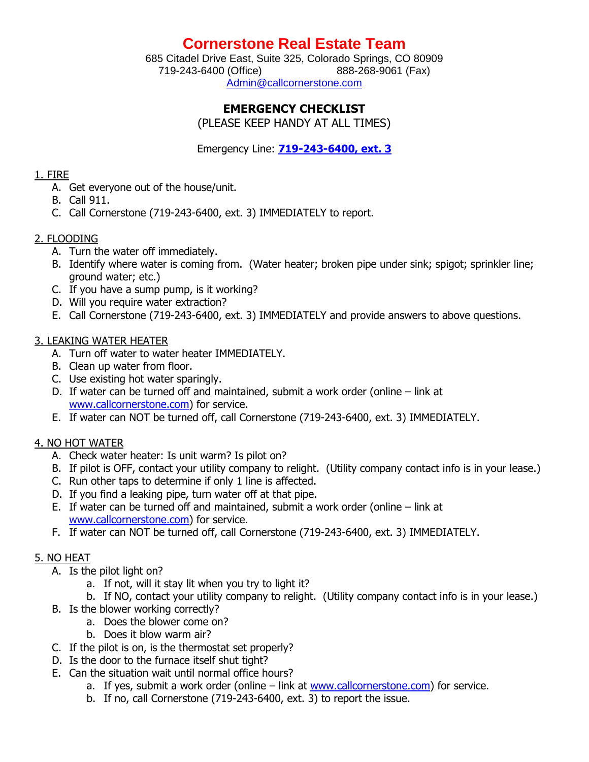# Cornerstone Real Estate Team

685 Citadel Drive East, Suite 325, Colorado Springs, CO 80909
719-243-6400 (Office) 888-268-9061 (Fax)
Admin@callcornerstone.com

## EMERGENCY CHECKLIST

(PLEASE KEEP HANDY AT ALL TIMES)

Emergency Line: **719-243-6400, ext. 3**

### 1. FIRE

A. Get everyone out of the house/unit.
B. Call 911.
C. Call Cornerstone (719-243-6400, ext. 3) IMMEDIATELY to report.

### 2. FLOODING

A. Turn the water off immediately.
B. Identify where water is coming from. (Water heater; broken pipe under sink; spigot; sprinkler line; ground water; etc.)
C. If you have a sump pump, is it working?
D. Will you require water extraction?
E. Call Cornerstone (719-243-6400, ext. 3) IMMEDIATELY and provide answers to above questions.

### 3. LEAKING WATER HEATER

A. Turn off water to water heater IMMEDIATELY.
B. Clean up water from floor.
C. Use existing hot water sparingly.
D. If water can be turned off and maintained, submit a work order (online – link at www.callcornerstone.com) for service.
E. If water can NOT be turned off, call Cornerstone (719-243-6400, ext. 3) IMMEDIATELY.

### 4. NO HOT WATER

A. Check water heater: Is unit warm? Is pilot on?
B. If pilot is OFF, contact your utility company to relight. (Utility company contact info is in your lease.)
C. Run other taps to determine if only 1 line is affected.
D. If you find a leaking pipe, turn water off at that pipe.
E. If water can be turned off and maintained, submit a work order (online – link at www.callcornerstone.com) for service.
F. If water can NOT be turned off, call Cornerstone (719-243-6400, ext. 3) IMMEDIATELY.

### 5. NO HEAT

A. Is the pilot light on?
   a. If not, will it stay lit when you try to light it?
   b. If NO, contact your utility company to relight. (Utility company contact info is in your lease.)
B. Is the blower working correctly?
   a. Does the blower come on?
   b. Does it blow warm air?
C. If the pilot is on, is the thermostat set properly?
D. Is the door to the furnace itself shut tight?
E. Can the situation wait until normal office hours?
   a. If yes, submit a work order (online – link at www.callcornerstone.com) for service.
   b. If no, call Cornerstone (719-243-6400, ext. 3) to report the issue.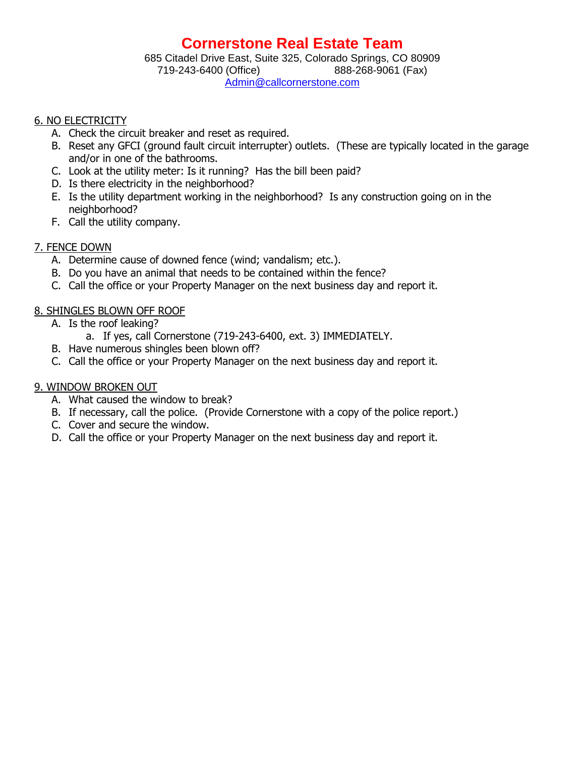# Cornerstone Real Estate Team

685 Citadel Drive East, Suite 325, Colorado Springs, CO 80909
719-243-6400 (Office)     888-268-9061 (Fax)
Admin@callcornerstone.com

## 6. NO ELECTRICITY

A. Check the circuit breaker and reset as required.
B. Reset any GFCI (ground fault circuit interrupter) outlets. (These are typically located in the garage and/or in one of the bathrooms.
C. Look at the utility meter: Is it running? Has the bill been paid?
D. Is there electricity in the neighborhood?
E. Is the utility department working in the neighborhood? Is any construction going on in the neighborhood?
F. Call the utility company.

## 7. FENCE DOWN

A. Determine cause of downed fence (wind; vandalism; etc.).
B. Do you have an animal that needs to be contained within the fence?
C. Call the office or your Property Manager on the next business day and report it.

## 8. SHINGLES BLOWN OFF ROOF

A. Is the roof leaking?
   a. If yes, call Cornerstone (719-243-6400, ext. 3) IMMEDIATELY.
B. Have numerous shingles been blown off?
C. Call the office or your Property Manager on the next business day and report it.

## 9. WINDOW BROKEN OUT

A. What caused the window to break?
B. If necessary, call the police. (Provide Cornerstone with a copy of the police report.)
C. Cover and secure the window.
D. Call the office or your Property Manager on the next business day and report it.